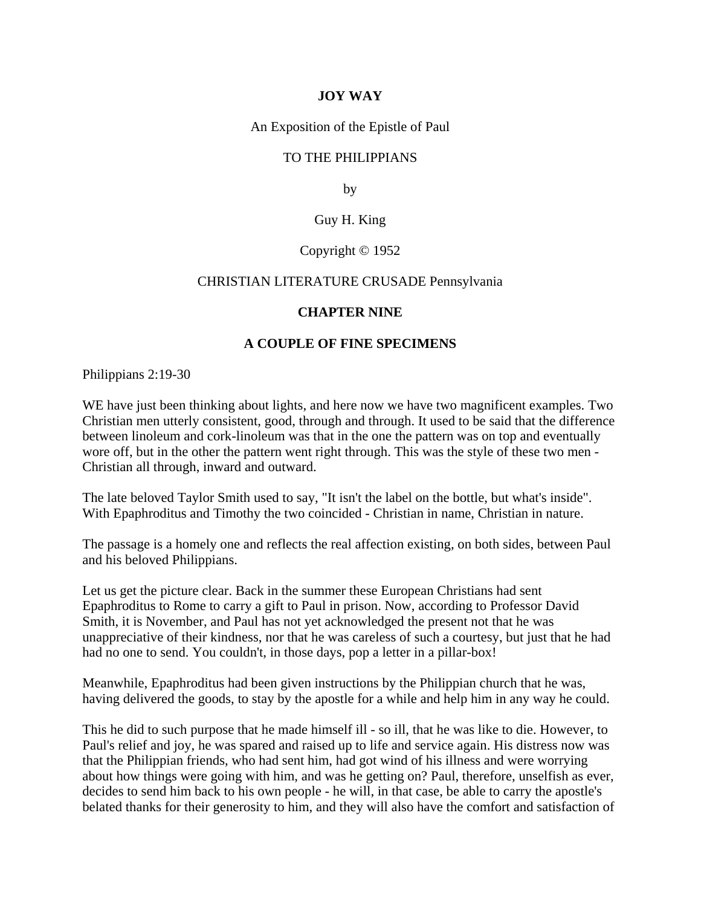# JOY WAY

An Exposition of the Epistle of Paul

TO THE PHILIPPIANS

by

Guy H. King

Copyright © 1952

CHRISTIAN LITERATURE CRUSADE Pennsylvania

## CHAPTER NINE

## A COUPLE OF FINE SPECIMENS

Philippians 2:19-30

WE have just been thinking about lights, and here now we have two magnificent examples. Two Christian men utterly consistent, good, through and through. It used to be said that the difference between linoleum and cork-linoleum was that in the one the pattern was on top and eventually wore off, but in the other the pattern went right through. This was the style of these two men - Christian all through, inward and outward.

The late beloved Taylor Smith used to say, "It isn't the label on the bottle, but what's inside". With Epaphroditus and Timothy the two coincided - Christian in name, Christian in nature.

The passage is a homely one and reflects the real affection existing, on both sides, between Paul and his beloved Philippians.

Let us get the picture clear. Back in the summer these European Christians had sent Epaphroditus to Rome to carry a gift to Paul in prison. Now, according to Professor David Smith, it is November, and Paul has not yet acknowledged the present not that he was unappreciative of their kindness, nor that he was careless of such a courtesy, but just that he had had no one to send. You couldn't, in those days, pop a letter in a pillar-box!

Meanwhile, Epaphroditus had been given instructions by the Philippian church that he was, having delivered the goods, to stay by the apostle for a while and help him in any way he could.

This he did to such purpose that he made himself ill - so ill, that he was like to die. However, to Paul's relief and joy, he was spared and raised up to life and service again. His distress now was that the Philippian friends, who had sent him, had got wind of his illness and were worrying about how things were going with him, and was he getting on? Paul, therefore, unselfish as ever, decides to send him back to his own people - he will, in that case, be able to carry the apostle's belated thanks for their generosity to him, and they will also have the comfort and satisfaction of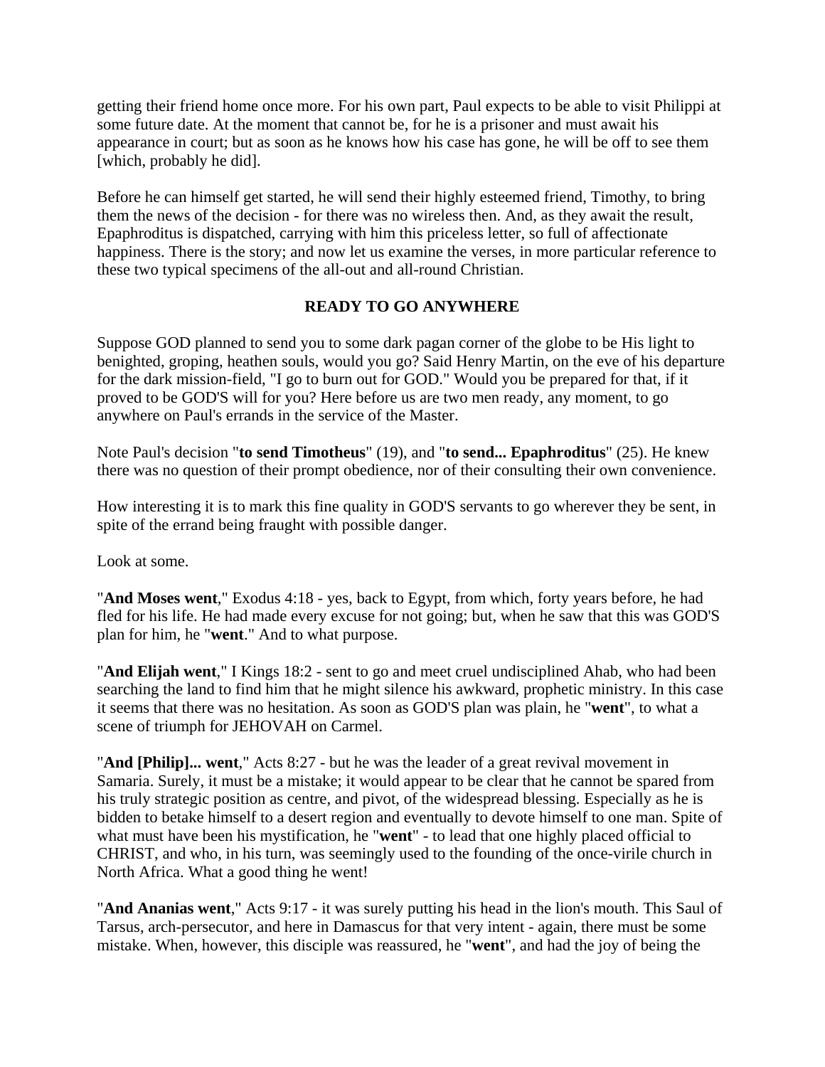getting their friend home once more. For his own part, Paul expects to be able to visit Philippi at some future date. At the moment that cannot be, for he is a prisoner and must await his appearance in court; but as soon as he knows how his case has gone, he will be off to see them [which, probably he did].

Before he can himself get started, he will send their highly esteemed friend, Timothy, to bring them the news of the decision - for there was no wireless then. And, as they await the result, Epaphroditus is dispatched, carrying with him this priceless letter, so full of affectionate happiness. There is the story; and now let us examine the verses, in more particular reference to these two typical specimens of the all-out and all-round Christian.

## READY TO GO ANYWHERE

Suppose GOD planned to send you to some dark pagan corner of the globe to be His light to benighted, groping, heathen souls, would you go? Said Henry Martin, on the eve of his departure for the dark mission-field, "I go to burn out for GOD." Would you be prepared for that, if it proved to be GOD'S will for you? Here before us are two men ready, any moment, to go anywhere on Paul's errands in the service of the Master.

Note Paul's decision "**to send Timotheus**" (19), and "**to send... Epaphroditus**" (25). He knew there was no question of their prompt obedience, nor of their consulting their own convenience.

How interesting it is to mark this fine quality in GOD'S servants to go wherever they be sent, in spite of the errand being fraught with possible danger.

Look at some.

"**And Moses went**," Exodus 4:18 - yes, back to Egypt, from which, forty years before, he had fled for his life. He had made every excuse for not going; but, when he saw that this was GOD'S plan for him, he "**went**." And to what purpose.

"**And Elijah went**," I Kings 18:2 - sent to go and meet cruel undisciplined Ahab, who had been searching the land to find him that he might silence his awkward, prophetic ministry. In this case it seems that there was no hesitation. As soon as GOD'S plan was plain, he "**went**", to what a scene of triumph for JEHOVAH on Carmel.

"**And [Philip]... went**," Acts 8:27 - but he was the leader of a great revival movement in Samaria. Surely, it must be a mistake; it would appear to be clear that he cannot be spared from his truly strategic position as centre, and pivot, of the widespread blessing. Especially as he is bidden to betake himself to a desert region and eventually to devote himself to one man. Spite of what must have been his mystification, he "**went**" - to lead that one highly placed official to CHRIST, and who, in his turn, was seemingly used to the founding of the once-virile church in North Africa. What a good thing he went!

"**And Ananias went**," Acts 9:17 - it was surely putting his head in the lion's mouth. This Saul of Tarsus, arch-persecutor, and here in Damascus for that very intent - again, there must be some mistake. When, however, this disciple was reassured, he "**went**", and had the joy of being the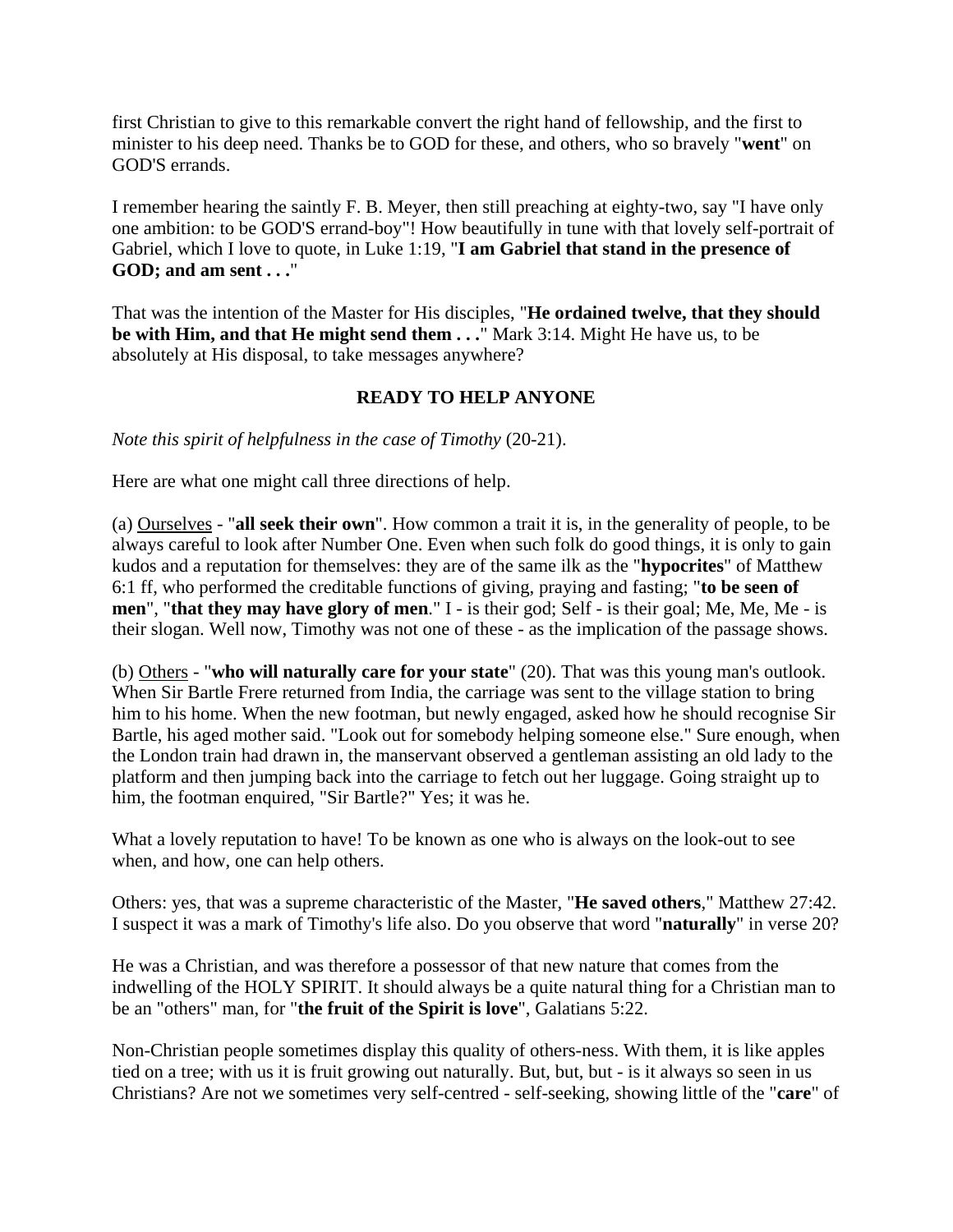first Christian to give to this remarkable convert the right hand of fellowship, and the first to minister to his deep need. Thanks be to GOD for these, and others, who so bravely "**went**" on GOD'S errands.

I remember hearing the saintly F. B. Meyer, then still preaching at eighty-two, say "I have only one ambition: to be GOD'S errand-boy"! How beautifully in tune with that lovely self-portrait of Gabriel, which I love to quote, in Luke 1:19, "**I am Gabriel that stand in the presence of GOD; and am sent . . .**"

That was the intention of the Master for His disciples, "**He ordained twelve, that they should be with Him, and that He might send them . . .**" Mark 3:14. Might He have us, to be absolutely at His disposal, to take messages anywhere?

## READY TO HELP ANYONE

*Note this spirit of helpfulness in the case of Timothy* (20-21).

Here are what one might call three directions of help.

(a) <u>Ourselves</u> - "**all seek their own**". How common a trait it is, in the generality of people, to be always careful to look after Number One. Even when such folk do good things, it is only to gain kudos and a reputation for themselves: they are of the same ilk as the "**hypocrites**" of Matthew 6:1 ff, who performed the creditable functions of giving, praying and fasting; "**to be seen of men**", "**that they may have glory of men**." I - is their god; Self - is their goal; Me, Me, Me - is their slogan. Well now, Timothy was not one of these - as the implication of the passage shows.

(b) <u>Others</u> - "**who will naturally care for your state**" (20). That was this young man's outlook. When Sir Bartle Frere returned from India, the carriage was sent to the village station to bring him to his home. When the new footman, but newly engaged, asked how he should recognise Sir Bartle, his aged mother said. "Look out for somebody helping someone else." Sure enough, when the London train had drawn in, the manservant observed a gentleman assisting an old lady to the platform and then jumping back into the carriage to fetch out her luggage. Going straight up to him, the footman enquired, "Sir Bartle?" Yes; it was he.

What a lovely reputation to have! To be known as one who is always on the look-out to see when, and how, one can help others.

Others: yes, that was a supreme characteristic of the Master, "**He saved others**," Matthew 27:42. I suspect it was a mark of Timothy's life also. Do you observe that word "**naturally**" in verse 20?

He was a Christian, and was therefore a possessor of that new nature that comes from the indwelling of the HOLY SPIRIT. It should always be a quite natural thing for a Christian man to be an "others" man, for "**the fruit of the Spirit is love**", Galatians 5:22.

Non-Christian people sometimes display this quality of others-ness. With them, it is like apples tied on a tree; with us it is fruit growing out naturally. But, but, but - is it always so seen in us Christians? Are not we sometimes very self-centred - self-seeking, showing little of the "**care**" of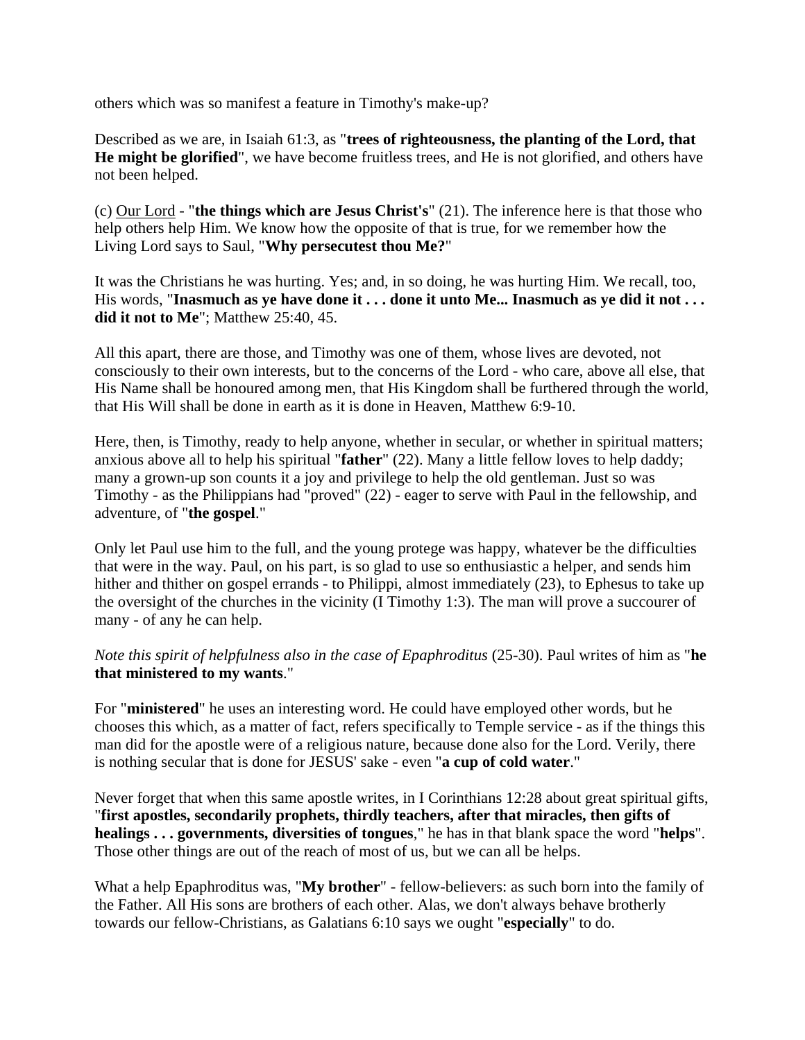others which was so manifest a feature in Timothy's make-up?

Described as we are, in Isaiah 61:3, as "**trees of righteousness, the planting of the Lord, that He might be glorified**", we have become fruitless trees, and He is not glorified, and others have not been helped.

(c) <u>Our Lord</u> - "**the things which are Jesus Christ's**" (21). The inference here is that those who help others help Him. We know how the opposite of that is true, for we remember how the Living Lord says to Saul, "**Why persecutest thou Me?**"

It was the Christians he was hurting. Yes; and, in so doing, he was hurting Him. We recall, too, His words, "**Inasmuch as ye have done it . . . done it unto Me... Inasmuch as ye did it not . . . did it not to Me**"; Matthew 25:40, 45.

All this apart, there are those, and Timothy was one of them, whose lives are devoted, not consciously to their own interests, but to the concerns of the Lord - who care, above all else, that His Name shall be honoured among men, that His Kingdom shall be furthered through the world, that His Will shall be done in earth as it is done in Heaven, Matthew 6:9-10.

Here, then, is Timothy, ready to help anyone, whether in secular, or whether in spiritual matters; anxious above all to help his spiritual "**father**" (22). Many a little fellow loves to help daddy; many a grown-up son counts it a joy and privilege to help the old gentleman. Just so was Timothy - as the Philippians had "proved" (22) - eager to serve with Paul in the fellowship, and adventure, of "**the gospel**."

Only let Paul use him to the full, and the young protege was happy, whatever be the difficulties that were in the way. Paul, on his part, is so glad to use so enthusiastic a helper, and sends him hither and thither on gospel errands - to Philippi, almost immediately (23), to Ephesus to take up the oversight of the churches in the vicinity (I Timothy 1:3). The man will prove a succourer of many - of any he can help.

*Note this spirit of helpfulness also in the case of Epaphroditus* (25-30). Paul writes of him as "**he that ministered to my wants**."

For "**ministered**" he uses an interesting word. He could have employed other words, but he chooses this which, as a matter of fact, refers specifically to Temple service - as if the things this man did for the apostle were of a religious nature, because done also for the Lord. Verily, there is nothing secular that is done for JESUS' sake - even "**a cup of cold water**."

Never forget that when this same apostle writes, in I Corinthians 12:28 about great spiritual gifts, "**first apostles, secondarily prophets, thirdly teachers, after that miracles, then gifts of healings . . . governments, diversities of tongues**," he has in that blank space the word "**helps**". Those other things are out of the reach of most of us, but we can all be helps.

What a help Epaphroditus was, "**My brother**" - fellow-believers: as such born into the family of the Father. All His sons are brothers of each other. Alas, we don't always behave brotherly towards our fellow-Christians, as Galatians 6:10 says we ought "**especially**" to do.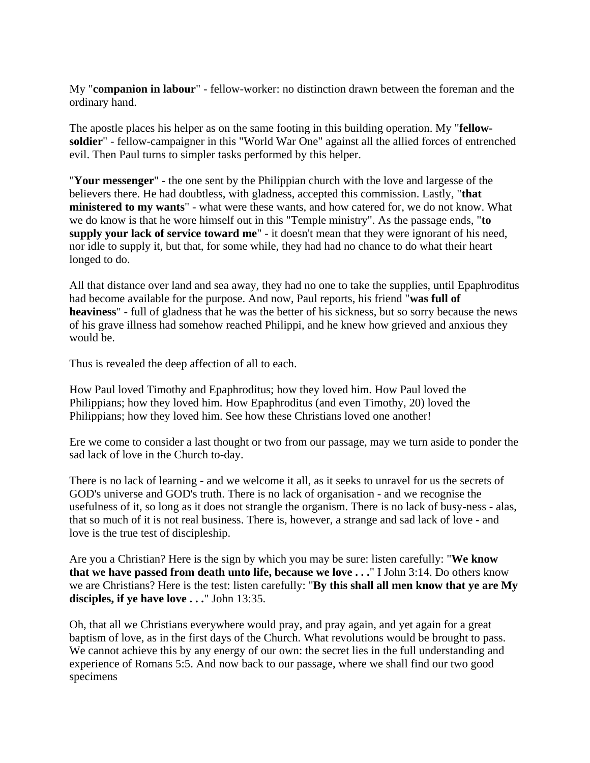My "**companion in labour**" - fellow-worker: no distinction drawn between the foreman and the ordinary hand.

The apostle places his helper as on the same footing in this building operation. My "**fellow-soldier**" - fellow-campaigner in this "World War One" against all the allied forces of entrenched evil. Then Paul turns to simpler tasks performed by this helper.

"**Your messenger**" - the one sent by the Philippian church with the love and largesse of the believers there. He had doubtless, with gladness, accepted this commission. Lastly, "**that ministered to my wants**" - what were these wants, and how catered for, we do not know. What we do know is that he wore himself out in this "Temple ministry". As the passage ends, "**to supply your lack of service toward me**" - it doesn't mean that they were ignorant of his need, nor idle to supply it, but that, for some while, they had had no chance to do what their heart longed to do.

All that distance over land and sea away, they had no one to take the supplies, until Epaphroditus had become available for the purpose. And now, Paul reports, his friend "**was full of heaviness**" - full of gladness that he was the better of his sickness, but so sorry because the news of his grave illness had somehow reached Philippi, and he knew how grieved and anxious they would be.

Thus is revealed the deep affection of all to each.

How Paul loved Timothy and Epaphroditus; how they loved him. How Paul loved the Philippians; how they loved him. How Epaphroditus (and even Timothy, 20) loved the Philippians; how they loved him. See how these Christians loved one another!

Ere we come to consider a last thought or two from our passage, may we turn aside to ponder the sad lack of love in the Church to-day.

There is no lack of learning - and we welcome it all, as it seeks to unravel for us the secrets of GOD's universe and GOD's truth. There is no lack of organisation - and we recognise the usefulness of it, so long as it does not strangle the organism. There is no lack of busy-ness - alas, that so much of it is not real business. There is, however, a strange and sad lack of love - and love is the true test of discipleship.

Are you a Christian? Here is the sign by which you may be sure: listen carefully: "**We know that we have passed from death unto life, because we love . . .**" I John 3:14. Do others know we are Christians? Here is the test: listen carefully: "**By this shall all men know that ye are My disciples, if ye have love . . .**" John 13:35.

Oh, that all we Christians everywhere would pray, and pray again, and yet again for a great baptism of love, as in the first days of the Church. What revolutions would be brought to pass. We cannot achieve this by any energy of our own: the secret lies in the full understanding and experience of Romans 5:5. And now back to our passage, where we shall find our two good specimens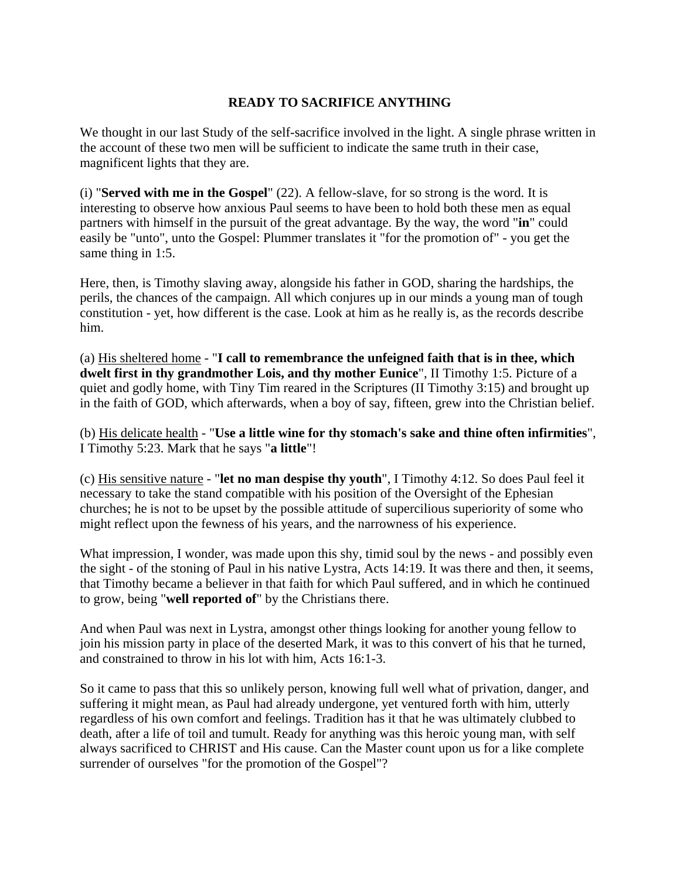## READY TO SACRIFICE ANYTHING

We thought in our last Study of the self-sacrifice involved in the light. A single phrase written in the account of these two men will be sufficient to indicate the same truth in their case, magnificent lights that they are.

(i) "**Served with me in the Gospel**" (22). A fellow-slave, for so strong is the word. It is interesting to observe how anxious Paul seems to have been to hold both these men as equal partners with himself in the pursuit of the great advantage. By the way, the word "**in**" could easily be "unto", unto the Gospel: Plummer translates it "for the promotion of" - you get the same thing in 1:5.

Here, then, is Timothy slaving away, alongside his father in GOD, sharing the hardships, the perils, the chances of the campaign. All which conjures up in our minds a young man of tough constitution - yet, how different is the case. Look at him as he really is, as the records describe him.

(a) <u>His sheltered home</u> - "**I call to remembrance the unfeigned faith that is in thee, which dwelt first in thy grandmother Lois, and thy mother Eunice**", II Timothy 1:5. Picture of a quiet and godly home, with Tiny Tim reared in the Scriptures (II Timothy 3:15) and brought up in the faith of GOD, which afterwards, when a boy of say, fifteen, grew into the Christian belief.

(b) <u>His delicate health</u> - "**Use a little wine for thy stomach's sake and thine often infirmities**", I Timothy 5:23. Mark that he says "**a little**"!

(c) <u>His sensitive nature</u> - "**let no man despise thy youth**", I Timothy 4:12. So does Paul feel it necessary to take the stand compatible with his position of the Oversight of the Ephesian churches; he is not to be upset by the possible attitude of supercilious superiority of some who might reflect upon the fewness of his years, and the narrowness of his experience.

What impression, I wonder, was made upon this shy, timid soul by the news - and possibly even the sight - of the stoning of Paul in his native Lystra, Acts 14:19. It was there and then, it seems, that Timothy became a believer in that faith for which Paul suffered, and in which he continued to grow, being "**well reported of**" by the Christians there.

And when Paul was next in Lystra, amongst other things looking for another young fellow to join his mission party in place of the deserted Mark, it was to this convert of his that he turned, and constrained to throw in his lot with him, Acts 16:1-3.

So it came to pass that this so unlikely person, knowing full well what of privation, danger, and suffering it might mean, as Paul had already undergone, yet ventured forth with him, utterly regardless of his own comfort and feelings. Tradition has it that he was ultimately clubbed to death, after a life of toil and tumult. Ready for anything was this heroic young man, with self always sacrificed to CHRIST and His cause. Can the Master count upon us for a like complete surrender of ourselves "for the promotion of the Gospel"?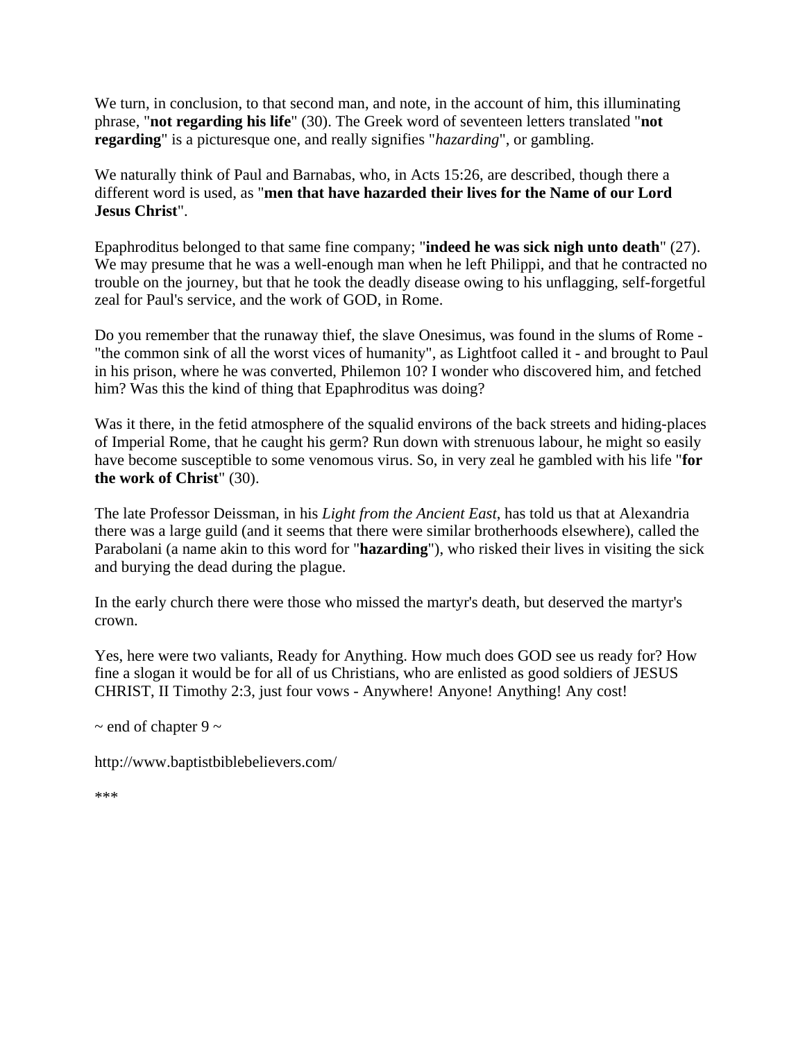We turn, in conclusion, to that second man, and note, in the account of him, this illuminating phrase, "**not regarding his life**" (30). The Greek word of seventeen letters translated "**not regarding**" is a picturesque one, and really signifies "*hazarding*", or gambling.

We naturally think of Paul and Barnabas, who, in Acts 15:26, are described, though there a different word is used, as "**men that have hazarded their lives for the Name of our Lord Jesus Christ**".

Epaphroditus belonged to that same fine company; "**indeed he was sick nigh unto death**" (27). We may presume that he was a well-enough man when he left Philippi, and that he contracted no trouble on the journey, but that he took the deadly disease owing to his unflagging, self-forgetful zeal for Paul's service, and the work of GOD, in Rome.

Do you remember that the runaway thief, the slave Onesimus, was found in the slums of Rome - "the common sink of all the worst vices of humanity", as Lightfoot called it - and brought to Paul in his prison, where he was converted, Philemon 10? I wonder who discovered him, and fetched him? Was this the kind of thing that Epaphroditus was doing?

Was it there, in the fetid atmosphere of the squalid environs of the back streets and hiding-places of Imperial Rome, that he caught his germ? Run down with strenuous labour, he might so easily have become susceptible to some venomous virus. So, in very zeal he gambled with his life "**for the work of Christ**" (30).

The late Professor Deissman, in his *Light from the Ancient East*, has told us that at Alexandria there was a large guild (and it seems that there were similar brotherhoods elsewhere), called the Parabolani (a name akin to this word for "**hazarding**"), who risked their lives in visiting the sick and burying the dead during the plague.

In the early church there were those who missed the martyr's death, but deserved the martyr's crown.

Yes, here were two valiants, Ready for Anything. How much does GOD see us ready for? How fine a slogan it would be for all of us Christians, who are enlisted as good soldiers of JESUS CHRIST, II Timothy 2:3, just four vows - Anywhere! Anyone! Anything! Any cost!

~ end of chapter 9 ~

http://www.baptistbiblebelievers.com/

***